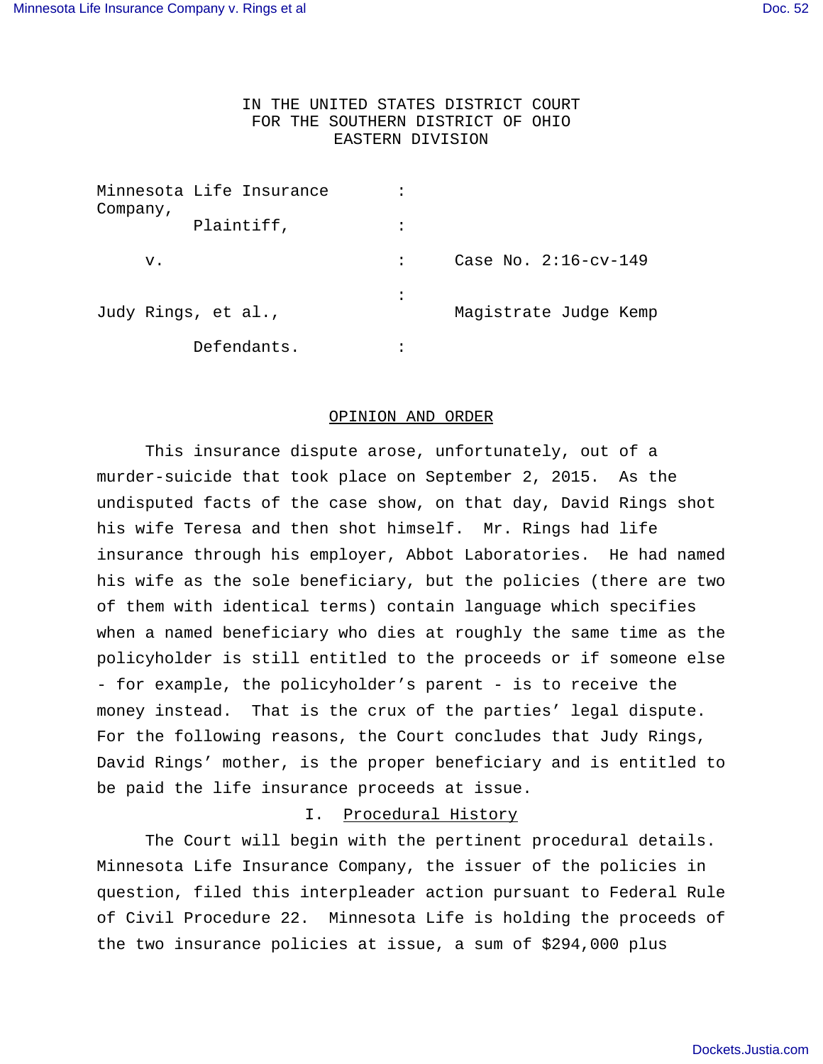IN THE UNITED STATES DISTRICT COURT
FOR THE SOUTHERN DISTRICT OF OHIO
EASTERN DIVISION

Minnesota Life Insurance Company,
Plaintiff,

v. : Case No. 2:16-cv-149

Judy Rings, et al., : Magistrate Judge Kemp

Defendants.

## OPINION AND ORDER

This insurance dispute arose, unfortunately, out of a murder-suicide that took place on September 2, 2015. As the undisputed facts of the case show, on that day, David Rings shot his wife Teresa and then shot himself. Mr. Rings had life insurance through his employer, Abbot Laboratories. He had named his wife as the sole beneficiary, but the policies (there are two of them with identical terms) contain language which specifies when a named beneficiary who dies at roughly the same time as the policyholder is still entitled to the proceeds or if someone else - for example, the policyholder's parent - is to receive the money instead. That is the crux of the parties' legal dispute. For the following reasons, the Court concludes that Judy Rings, David Rings' mother, is the proper beneficiary and is entitled to be paid the life insurance proceeds at issue.

### I. Procedural History

The Court will begin with the pertinent procedural details. Minnesota Life Insurance Company, the issuer of the policies in question, filed this interpleader action pursuant to Federal Rule of Civil Procedure 22. Minnesota Life is holding the proceeds of the two insurance policies at issue, a sum of $294,000 plus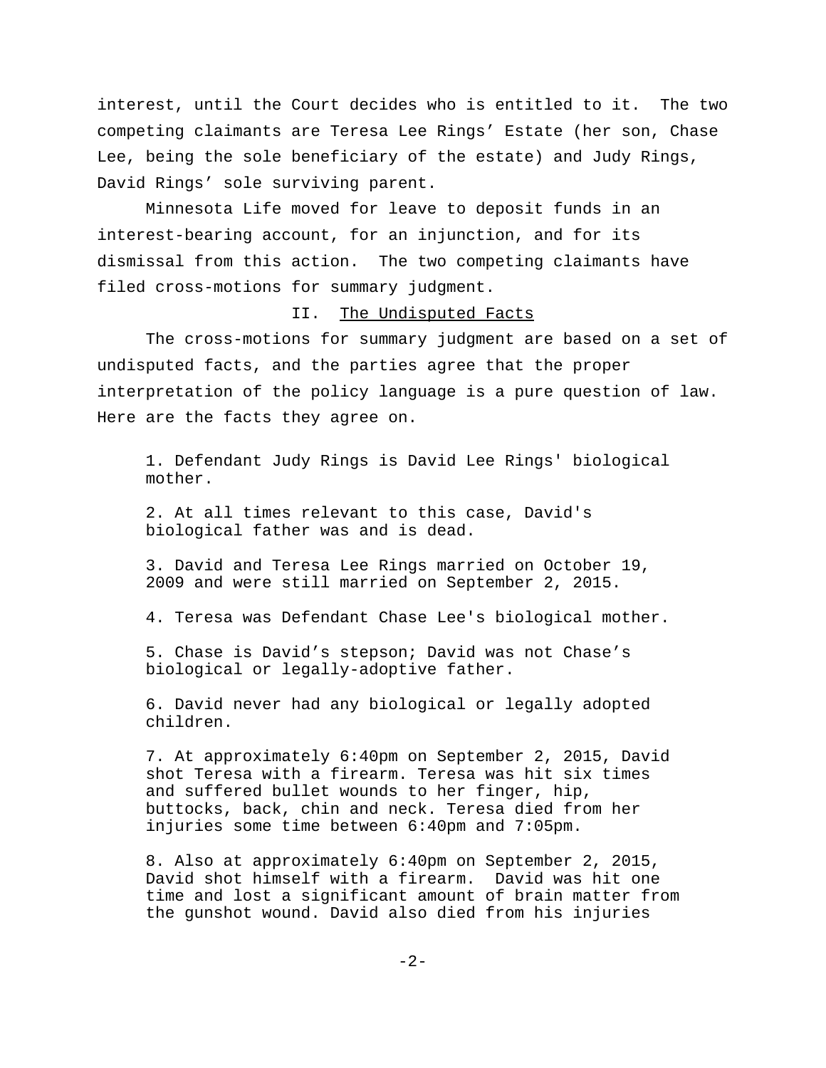interest, until the Court decides who is entitled to it. The two competing claimants are Teresa Lee Rings' Estate (her son, Chase Lee, being the sole beneficiary of the estate) and Judy Rings, David Rings' sole surviving parent.

Minnesota Life moved for leave to deposit funds in an interest-bearing account, for an injunction, and for its dismissal from this action. The two competing claimants have filed cross-motions for summary judgment.

## II. The Undisputed Facts

The cross-motions for summary judgment are based on a set of undisputed facts, and the parties agree that the proper interpretation of the policy language is a pure question of law. Here are the facts they agree on.

> 1. Defendant Judy Rings is David Lee Rings' biological mother.
>
> 2. At all times relevant to this case, David's biological father was and is dead.
>
> 3. David and Teresa Lee Rings married on October 19, 2009 and were still married on September 2, 2015.
>
> 4. Teresa was Defendant Chase Lee's biological mother.
>
> 5. Chase is David's stepson; David was not Chase's biological or legally-adoptive father.
>
> 6. David never had any biological or legally adopted children.
>
> 7. At approximately 6:40pm on September 2, 2015, David shot Teresa with a firearm. Teresa was hit six times and suffered bullet wounds to her finger, hip, buttocks, back, chin and neck. Teresa died from her injuries some time between 6:40pm and 7:05pm.
>
> 8. Also at approximately 6:40pm on September 2, 2015, David shot himself with a firearm. David was hit one time and lost a significant amount of brain matter from the gunshot wound. David also died from his injuries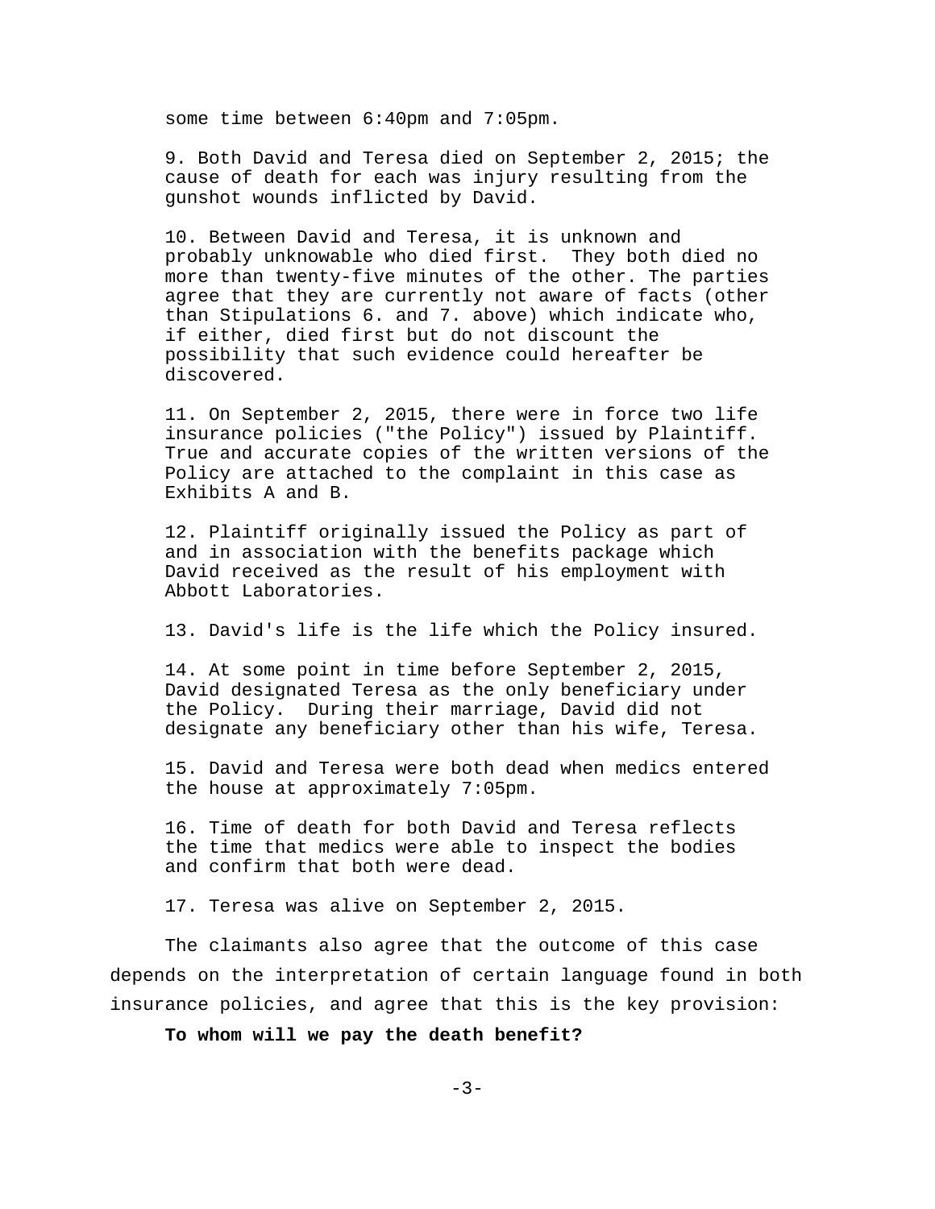some time between 6:40pm and 7:05pm.

9. Both David and Teresa died on September 2, 2015; the cause of death for each was injury resulting from the gunshot wounds inflicted by David.

10. Between David and Teresa, it is unknown and probably unknowable who died first. They both died no more than twenty-five minutes of the other. The parties agree that they are currently not aware of facts (other than Stipulations 6. and 7. above) which indicate who, if either, died first but do not discount the possibility that such evidence could hereafter be discovered.

11. On September 2, 2015, there were in force two life insurance policies ("the Policy") issued by Plaintiff. True and accurate copies of the written versions of the Policy are attached to the complaint in this case as Exhibits A and B.

12. Plaintiff originally issued the Policy as part of and in association with the benefits package which David received as the result of his employment with Abbott Laboratories.

13. David's life is the life which the Policy insured.

14. At some point in time before September 2, 2015, David designated Teresa as the only beneficiary under the Policy. During their marriage, David did not designate any beneficiary other than his wife, Teresa.

15. David and Teresa were both dead when medics entered the house at approximately 7:05pm.

16. Time of death for both David and Teresa reflects the time that medics were able to inspect the bodies and confirm that both were dead.

17. Teresa was alive on September 2, 2015.

The claimants also agree that the outcome of this case depends on the interpretation of certain language found in both insurance policies, and agree that this is the key provision:

**To whom will we pay the death benefit?**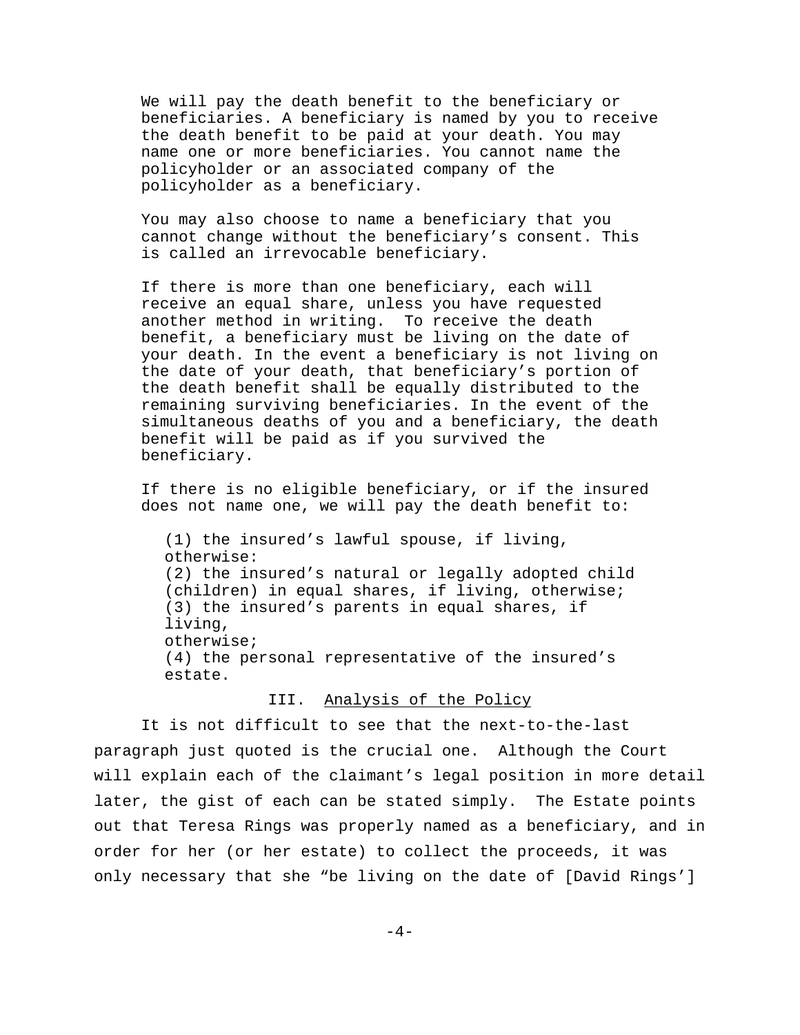> We will pay the death benefit to the beneficiary or beneficiaries. A beneficiary is named by you to receive the death benefit to be paid at your death. You may name one or more beneficiaries. You cannot name the policyholder or an associated company of the policyholder as a beneficiary.
>
> You may also choose to name a beneficiary that you cannot change without the beneficiary's consent. This is called an irrevocable beneficiary.
>
> If there is more than one beneficiary, each will receive an equal share, unless you have requested another method in writing. To receive the death benefit, a beneficiary must be living on the date of your death. In the event a beneficiary is not living on the date of your death, that beneficiary's portion of the death benefit shall be equally distributed to the remaining surviving beneficiaries. In the event of the simultaneous deaths of you and a beneficiary, the death benefit will be paid as if you survived the beneficiary.
>
> If there is no eligible beneficiary, or if the insured does not name one, we will pay the death benefit to:
>
> (1) the insured's lawful spouse, if living, otherwise:
> (2) the insured's natural or legally adopted child (children) in equal shares, if living, otherwise;
> (3) the insured's parents in equal shares, if living, otherwise;
> (4) the personal representative of the insured's estate.

## III. Analysis of the Policy

It is not difficult to see that the next-to-the-last paragraph just quoted is the crucial one. Although the Court will explain each of the claimant's legal position in more detail later, the gist of each can be stated simply. The Estate points out that Teresa Rings was properly named as a beneficiary, and in order for her (or her estate) to collect the proceeds, it was only necessary that she "be living on the date of [David Rings']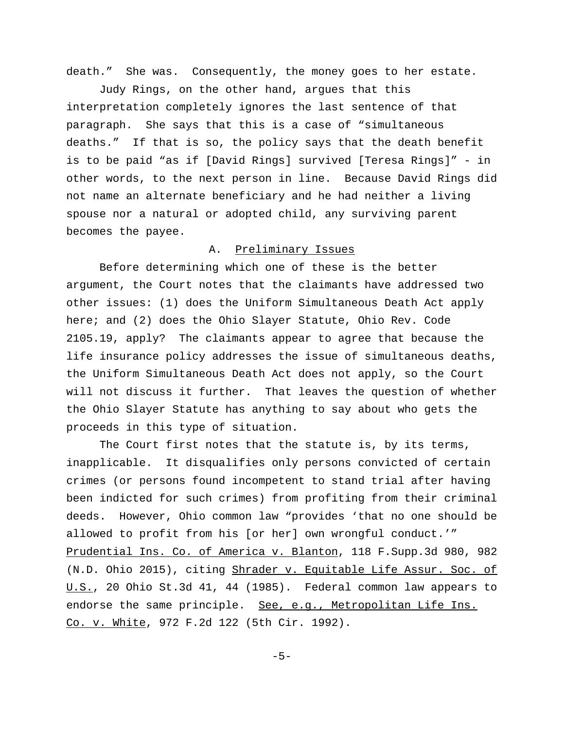death." She was. Consequently, the money goes to her estate.

Judy Rings, on the other hand, argues that this interpretation completely ignores the last sentence of that paragraph. She says that this is a case of "simultaneous deaths." If that is so, the policy says that the death benefit is to be paid "as if [David Rings] survived [Teresa Rings]" - in other words, to the next person in line. Because David Rings did not name an alternate beneficiary and he had neither a living spouse nor a natural or adopted child, any surviving parent becomes the payee.

## A. Preliminary Issues

Before determining which one of these is the better argument, the Court notes that the claimants have addressed two other issues: (1) does the Uniform Simultaneous Death Act apply here; and (2) does the Ohio Slayer Statute, Ohio Rev. Code 2105.19, apply? The claimants appear to agree that because the life insurance policy addresses the issue of simultaneous deaths, the Uniform Simultaneous Death Act does not apply, so the Court will not discuss it further. That leaves the question of whether the Ohio Slayer Statute has anything to say about who gets the proceeds in this type of situation.

The Court first notes that the statute is, by its terms, inapplicable. It disqualifies only persons convicted of certain crimes (or persons found incompetent to stand trial after having been indicted for such crimes) from profiting from their criminal deeds. However, Ohio common law "provides 'that no one should be allowed to profit from his [or her] own wrongful conduct.'" Prudential Ins. Co. of America v. Blanton, 118 F.Supp.3d 980, 982 (N.D. Ohio 2015), citing Shrader v. Equitable Life Assur. Soc. of U.S., 20 Ohio St.3d 41, 44 (1985). Federal common law appears to endorse the same principle. See, e.g., Metropolitan Life Ins. Co. v. White, 972 F.2d 122 (5th Cir. 1992).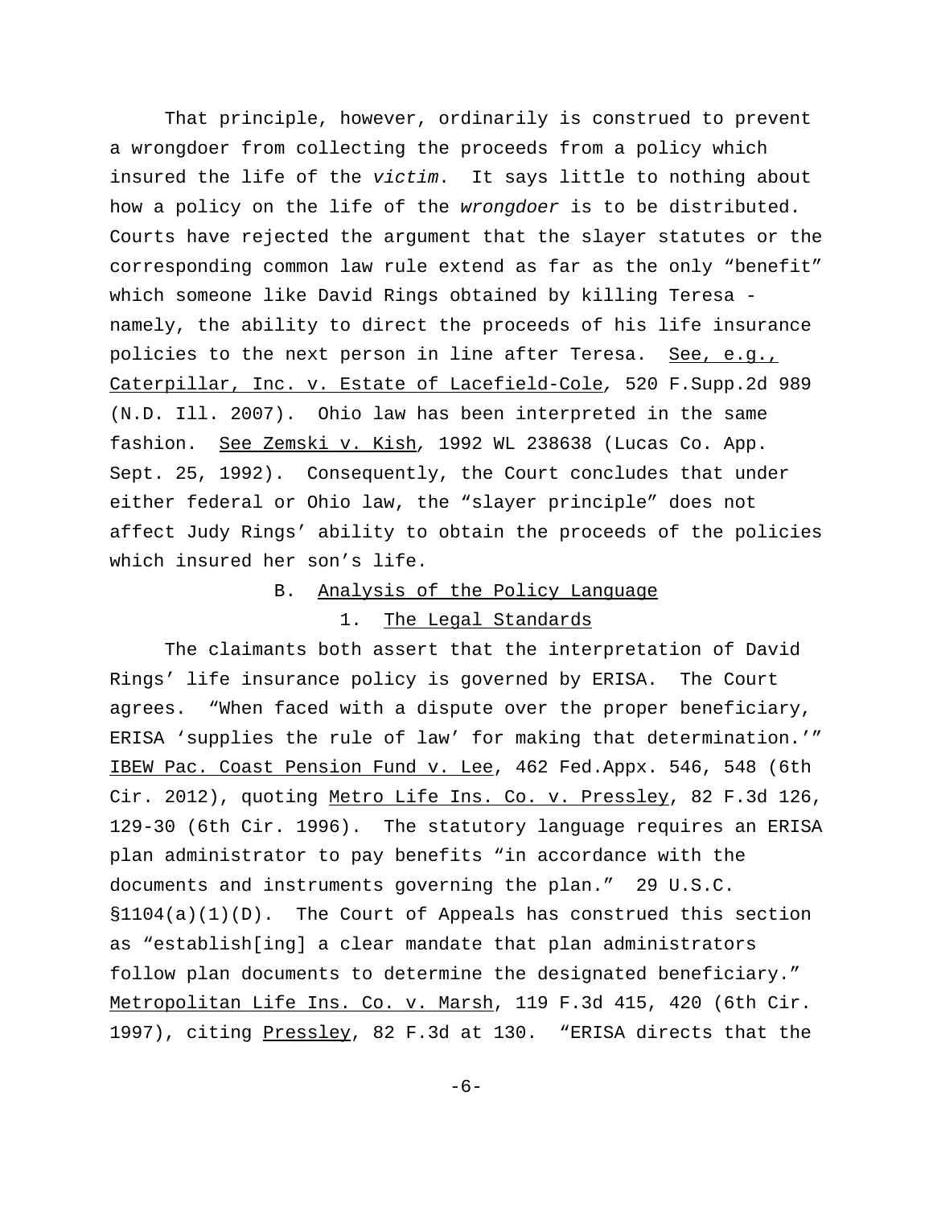That principle, however, ordinarily is construed to prevent a wrongdoer from collecting the proceeds from a policy which insured the life of the *victim*. It says little to nothing about how a policy on the life of the *wrongdoer* is to be distributed. Courts have rejected the argument that the slayer statutes or the corresponding common law rule extend as far as the only "benefit" which someone like David Rings obtained by killing Teresa - namely, the ability to direct the proceeds of his life insurance policies to the next person in line after Teresa. See, e.g., *Caterpillar, Inc. v. Estate of Lacefield-Cole*, 520 F.Supp.2d 989 (N.D. Ill. 2007). Ohio law has been interpreted in the same fashion. See *Zemski v. Kish*, 1992 WL 238638 (Lucas Co. App. Sept. 25, 1992). Consequently, the Court concludes that under either federal or Ohio law, the "slayer principle" does not affect Judy Rings' ability to obtain the proceeds of the policies which insured her son's life.

### B. Analysis of the Policy Language

#### 1. The Legal Standards

The claimants both assert that the interpretation of David Rings' life insurance policy is governed by ERISA. The Court agrees. "When faced with a dispute over the proper beneficiary, ERISA 'supplies the rule of law' for making that determination.'" *IBEW Pac. Coast Pension Fund v. Lee*, 462 Fed.Appx. 546, 548 (6th Cir. 2012), quoting *Metro Life Ins. Co. v. Pressley*, 82 F.3d 126, 129-30 (6th Cir. 1996). The statutory language requires an ERISA plan administrator to pay benefits "in accordance with the documents and instruments governing the plan." 29 U.S.C. §1104(a)(1)(D). The Court of Appeals has construed this section as "establish[ing] a clear mandate that plan administrators follow plan documents to determine the designated beneficiary." *Metropolitan Life Ins. Co. v. Marsh*, 119 F.3d 415, 420 (6th Cir. 1997), citing *Pressley*, 82 F.3d at 130. "ERISA directs that the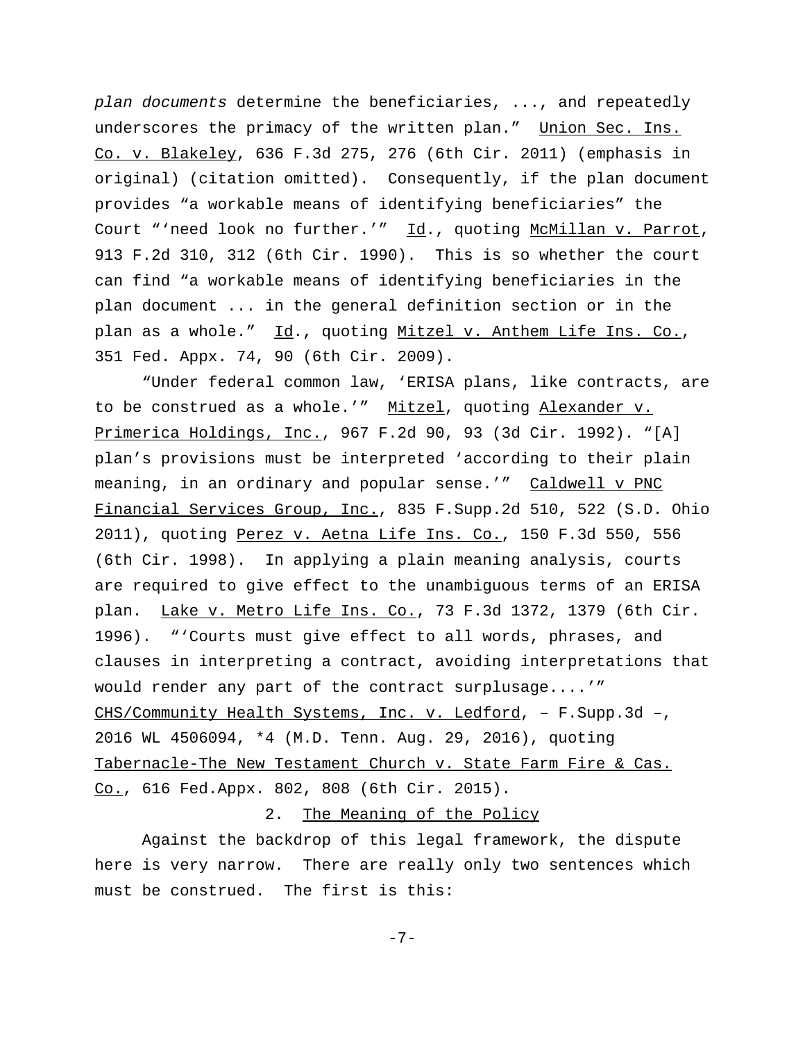*plan documents* determine the beneficiaries, ..., and repeatedly underscores the primacy of the written plan." Union Sec. Ins. Co. v. Blakeley, 636 F.3d 275, 276 (6th Cir. 2011) (emphasis in original) (citation omitted). Consequently, if the plan document provides "a workable means of identifying beneficiaries" the Court "'need look no further.'" Id., quoting McMillan v. Parrot, 913 F.2d 310, 312 (6th Cir. 1990). This is so whether the court can find "a workable means of identifying beneficiaries in the plan document ... in the general definition section or in the plan as a whole." Id., quoting Mitzel v. Anthem Life Ins. Co., 351 Fed. Appx. 74, 90 (6th Cir. 2009).

"Under federal common law, 'ERISA plans, like contracts, are to be construed as a whole.'" Mitzel, quoting Alexander v. Primerica Holdings, Inc., 967 F.2d 90, 93 (3d Cir. 1992). "[A] plan's provisions must be interpreted 'according to their plain meaning, in an ordinary and popular sense.'" Caldwell v PNC Financial Services Group, Inc., 835 F.Supp.2d 510, 522 (S.D. Ohio 2011), quoting Perez v. Aetna Life Ins. Co., 150 F.3d 550, 556 (6th Cir. 1998). In applying a plain meaning analysis, courts are required to give effect to the unambiguous terms of an ERISA plan. Lake v. Metro Life Ins. Co., 73 F.3d 1372, 1379 (6th Cir. 1996). "'Courts must give effect to all words, phrases, and clauses in interpreting a contract, avoiding interpretations that would render any part of the contract surplusage....'" CHS/Community Health Systems, Inc. v. Ledford, – F.Supp.3d –, 2016 WL 4506094, *4 (M.D. Tenn. Aug. 29, 2016), quoting Tabernacle-The New Testament Church v. State Farm Fire & Cas. Co., 616 Fed.Appx. 802, 808 (6th Cir. 2015).

### 2. The Meaning of the Policy

Against the backdrop of this legal framework, the dispute here is very narrow. There are really only two sentences which must be construed. The first is this: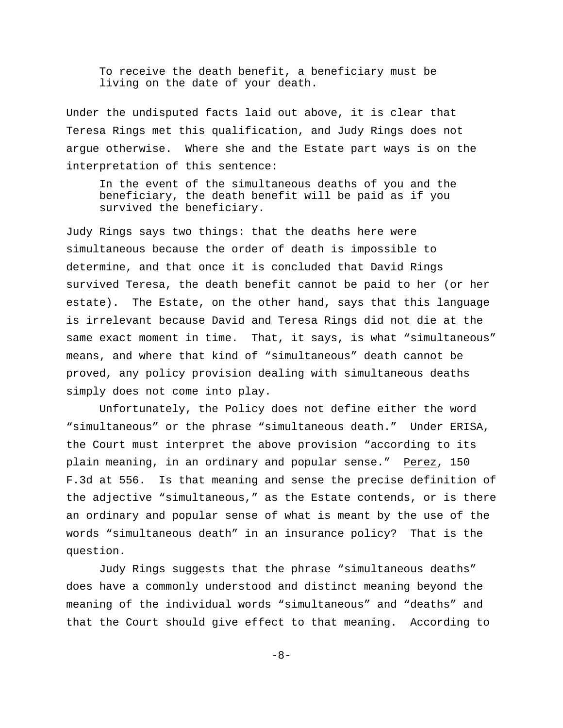> To receive the death benefit, a beneficiary must be living on the date of your death.

Under the undisputed facts laid out above, it is clear that Teresa Rings met this qualification, and Judy Rings does not argue otherwise. Where she and the Estate part ways is on the interpretation of this sentence:

> In the event of the simultaneous deaths of you and the beneficiary, the death benefit will be paid as if you survived the beneficiary.

Judy Rings says two things: that the deaths here were simultaneous because the order of death is impossible to determine, and that once it is concluded that David Rings survived Teresa, the death benefit cannot be paid to her (or her estate). The Estate, on the other hand, says that this language is irrelevant because David and Teresa Rings did not die at the same exact moment in time. That, it says, is what "simultaneous" means, and where that kind of "simultaneous" death cannot be proved, any policy provision dealing with simultaneous deaths simply does not come into play.

Unfortunately, the Policy does not define either the word "simultaneous" or the phrase "simultaneous death." Under ERISA, the Court must interpret the above provision "according to its plain meaning, in an ordinary and popular sense." Perez, 150 F.3d at 556. Is that meaning and sense the precise definition of the adjective "simultaneous," as the Estate contends, or is there an ordinary and popular sense of what is meant by the use of the words "simultaneous death" in an insurance policy? That is the question.

Judy Rings suggests that the phrase "simultaneous deaths" does have a commonly understood and distinct meaning beyond the meaning of the individual words "simultaneous" and "deaths" and that the Court should give effect to that meaning. According to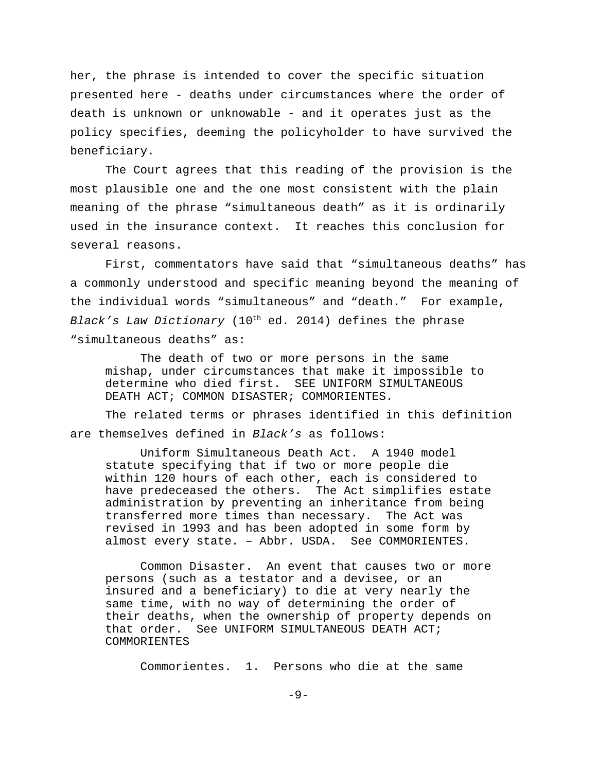her, the phrase is intended to cover the specific situation presented here - deaths under circumstances where the order of death is unknown or unknowable - and it operates just as the policy specifies, deeming the policyholder to have survived the beneficiary.

The Court agrees that this reading of the provision is the most plausible one and the one most consistent with the plain meaning of the phrase "simultaneous death" as it is ordinarily used in the insurance context. It reaches this conclusion for several reasons.

First, commentators have said that "simultaneous deaths" has a commonly understood and specific meaning beyond the meaning of the individual words "simultaneous" and "death." For example, *Black's Law Dictionary* (10th ed. 2014) defines the phrase "simultaneous deaths" as:

> The death of two or more persons in the same mishap, under circumstances that make it impossible to determine who died first. SEE UNIFORM SIMULTANEOUS DEATH ACT; COMMON DISASTER; COMMORIENTES.

The related terms or phrases identified in this definition are themselves defined in *Black's* as follows:

> Uniform Simultaneous Death Act. A 1940 model statute specifying that if two or more people die within 120 hours of each other, each is considered to have predeceased the others. The Act simplifies estate administration by preventing an inheritance from being transferred more times than necessary. The Act was revised in 1993 and has been adopted in some form by almost every state. – Abbr. USDA. See COMMORIENTES.

> Common Disaster. An event that causes two or more persons (such as a testator and a devisee, or an insured and a beneficiary) to die at very nearly the same time, with no way of determining the order of their deaths, when the ownership of property depends on that order. See UNIFORM SIMULTANEOUS DEATH ACT; COMMORIENTES

> Commorientes. 1. Persons who die at the same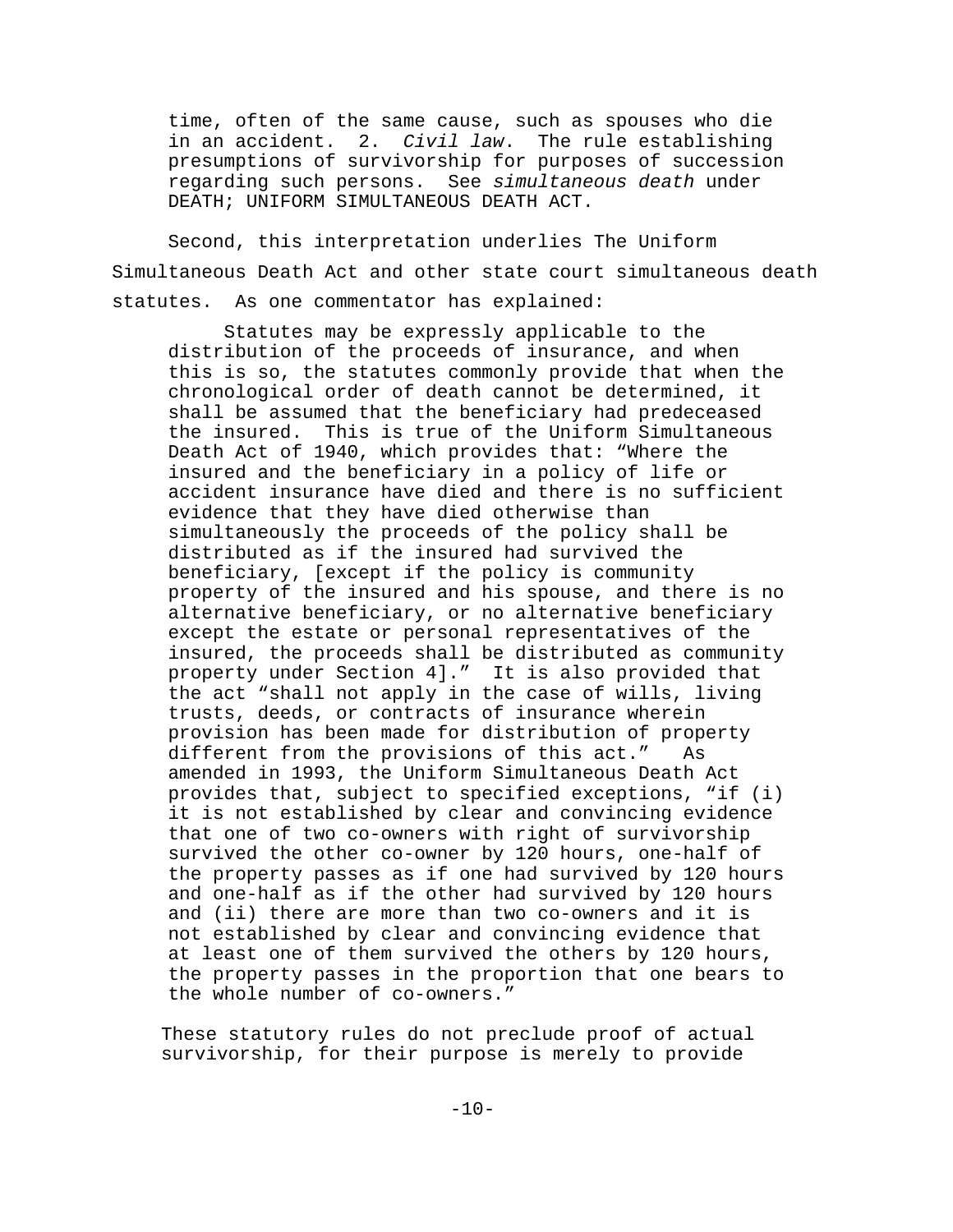> time, often of the same cause, such as spouses who die in an accident. 2. *Civil law*. The rule establishing presumptions of survivorship for purposes of succession regarding such persons. See *simultaneous death* under DEATH; UNIFORM SIMULTANEOUS DEATH ACT.

Second, this interpretation underlies The Uniform Simultaneous Death Act and other state court simultaneous death statutes. As one commentator has explained:

> Statutes may be expressly applicable to the distribution of the proceeds of insurance, and when this is so, the statutes commonly provide that when the chronological order of death cannot be determined, it shall be assumed that the beneficiary had predeceased the insured. This is true of the Uniform Simultaneous Death Act of 1940, which provides that: "Where the insured and the beneficiary in a policy of life or accident insurance have died and there is no sufficient evidence that they have died otherwise than simultaneously the proceeds of the policy shall be distributed as if the insured had survived the beneficiary, [except if the policy is community property of the insured and his spouse, and there is no alternative beneficiary, or no alternative beneficiary except the estate or personal representatives of the insured, the proceeds shall be distributed as community property under Section 4]." It is also provided that the act "shall not apply in the case of wills, living trusts, deeds, or contracts of insurance wherein provision has been made for distribution of property different from the provisions of this act." As amended in 1993, the Uniform Simultaneous Death Act provides that, subject to specified exceptions, "if (i) it is not established by clear and convincing evidence that one of two co-owners with right of survivorship survived the other co-owner by 120 hours, one-half of the property passes as if one had survived by 120 hours and one-half as if the other had survived by 120 hours and (ii) there are more than two co-owners and it is not established by clear and convincing evidence that at least one of them survived the others by 120 hours, the property passes in the proportion that one bears to the whole number of co-owners."
>
> These statutory rules do not preclude proof of actual survivorship, for their purpose is merely to provide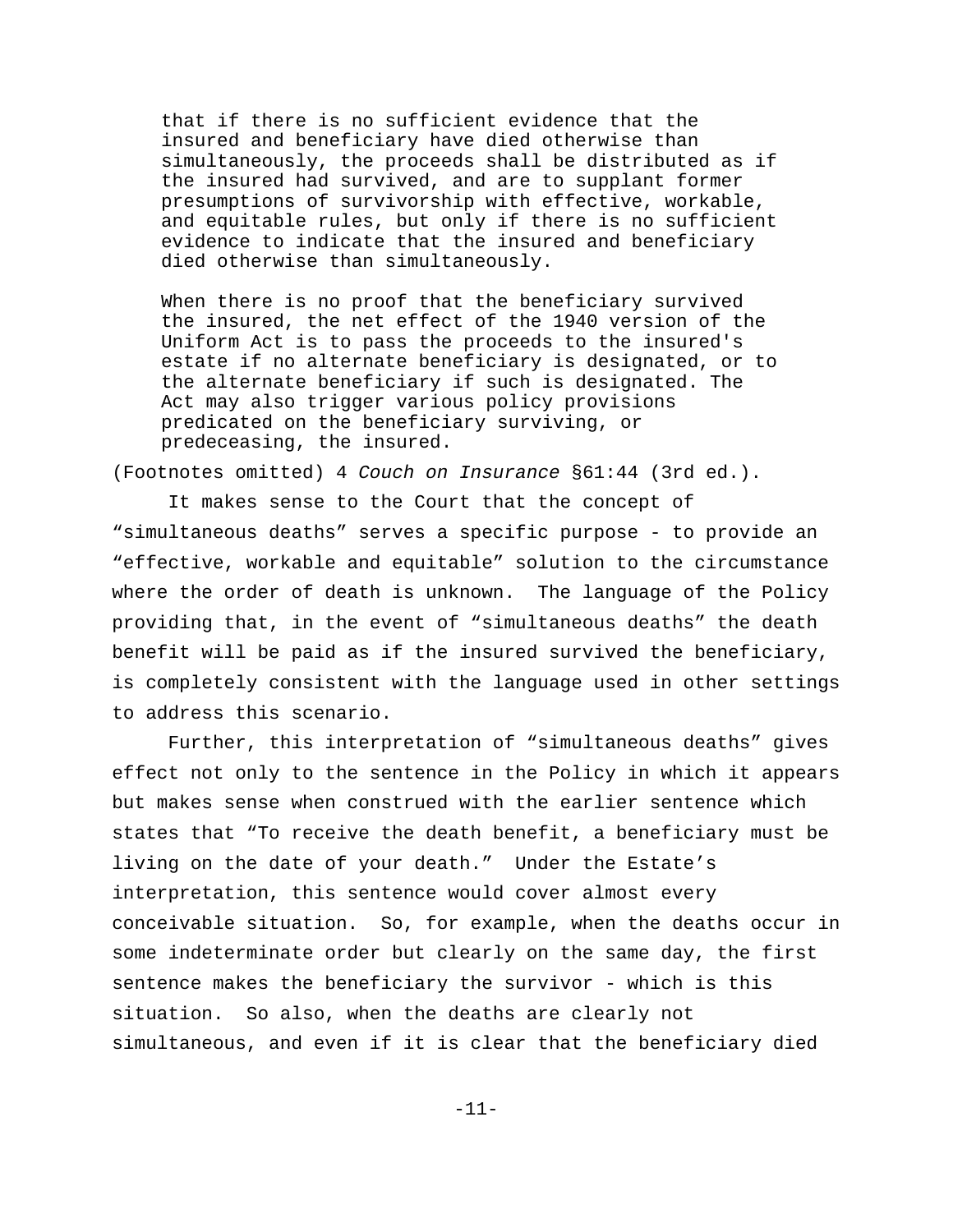> that if there is no sufficient evidence that the insured and beneficiary have died otherwise than simultaneously, the proceeds shall be distributed as if the insured had survived, and are to supplant former presumptions of survivorship with effective, workable, and equitable rules, but only if there is no sufficient evidence to indicate that the insured and beneficiary died otherwise than simultaneously.
>
> When there is no proof that the beneficiary survived the insured, the net effect of the 1940 version of the Uniform Act is to pass the proceeds to the insured's estate if no alternate beneficiary is designated, or to the alternate beneficiary if such is designated. The Act may also trigger various policy provisions predicated on the beneficiary surviving, or predeceasing, the insured.

(Footnotes omitted) 4 *Couch on Insurance* §61:44 (3rd ed.).

It makes sense to the Court that the concept of "simultaneous deaths" serves a specific purpose - to provide an "effective, workable and equitable" solution to the circumstance where the order of death is unknown. The language of the Policy providing that, in the event of "simultaneous deaths" the death benefit will be paid as if the insured survived the beneficiary, is completely consistent with the language used in other settings to address this scenario.

Further, this interpretation of "simultaneous deaths" gives effect not only to the sentence in the Policy in which it appears but makes sense when construed with the earlier sentence which states that "To receive the death benefit, a beneficiary must be living on the date of your death." Under the Estate's interpretation, this sentence would cover almost every conceivable situation. So, for example, when the deaths occur in some indeterminate order but clearly on the same day, the first sentence makes the beneficiary the survivor - which is this situation. So also, when the deaths are clearly not simultaneous, and even if it is clear that the beneficiary died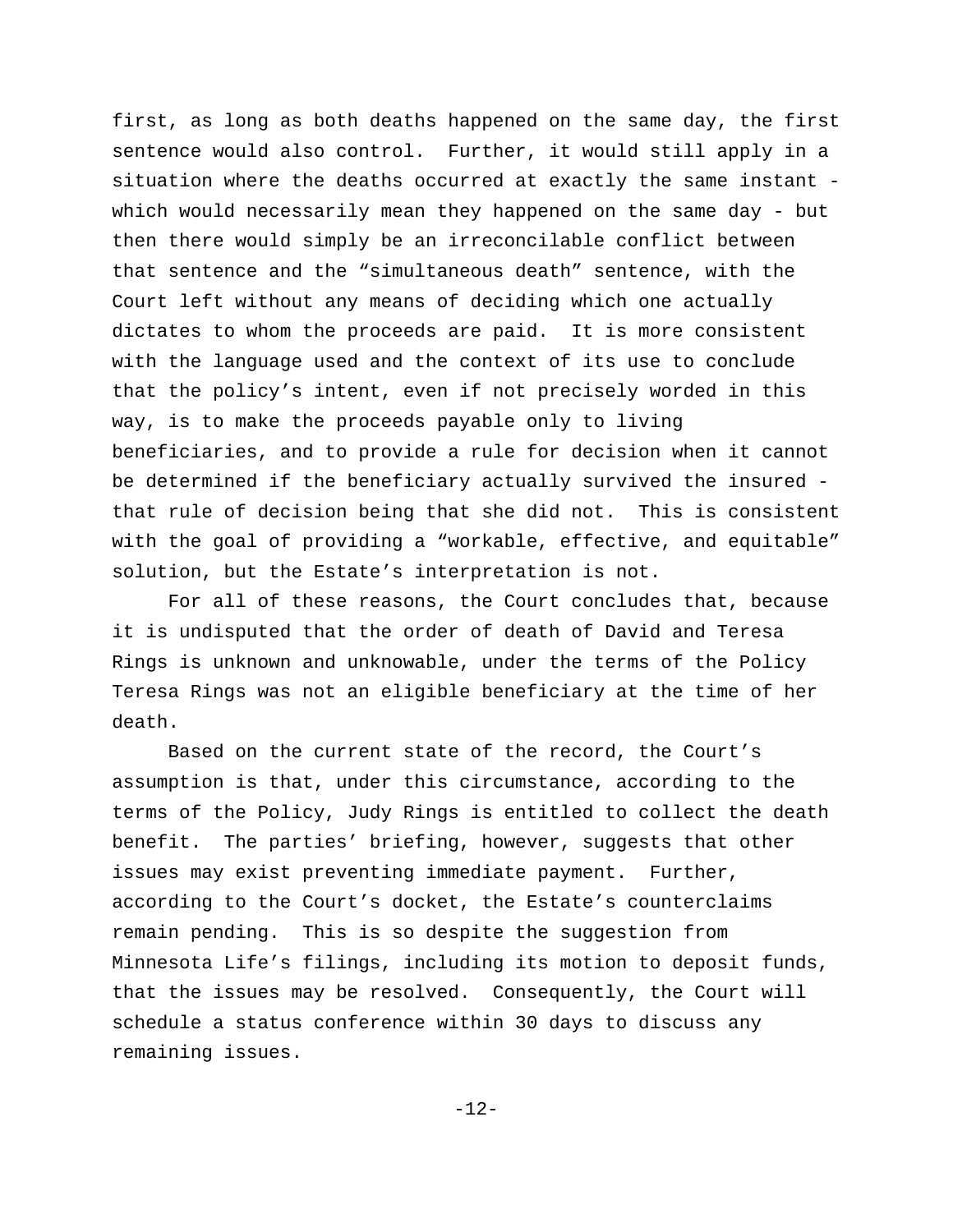first, as long as both deaths happened on the same day, the first sentence would also control. Further, it would still apply in a situation where the deaths occurred at exactly the same instant - which would necessarily mean they happened on the same day - but then there would simply be an irreconcilable conflict between that sentence and the "simultaneous death" sentence, with the Court left without any means of deciding which one actually dictates to whom the proceeds are paid. It is more consistent with the language used and the context of its use to conclude that the policy's intent, even if not precisely worded in this way, is to make the proceeds payable only to living beneficiaries, and to provide a rule for decision when it cannot be determined if the beneficiary actually survived the insured - that rule of decision being that she did not. This is consistent with the goal of providing a "workable, effective, and equitable" solution, but the Estate's interpretation is not.

For all of these reasons, the Court concludes that, because it is undisputed that the order of death of David and Teresa Rings is unknown and unknowable, under the terms of the Policy Teresa Rings was not an eligible beneficiary at the time of her death.

Based on the current state of the record, the Court's assumption is that, under this circumstance, according to the terms of the Policy, Judy Rings is entitled to collect the death benefit. The parties' briefing, however, suggests that other issues may exist preventing immediate payment. Further, according to the Court's docket, the Estate's counterclaims remain pending. This is so despite the suggestion from Minnesota Life's filings, including its motion to deposit funds, that the issues may be resolved. Consequently, the Court will schedule a status conference within 30 days to discuss any remaining issues.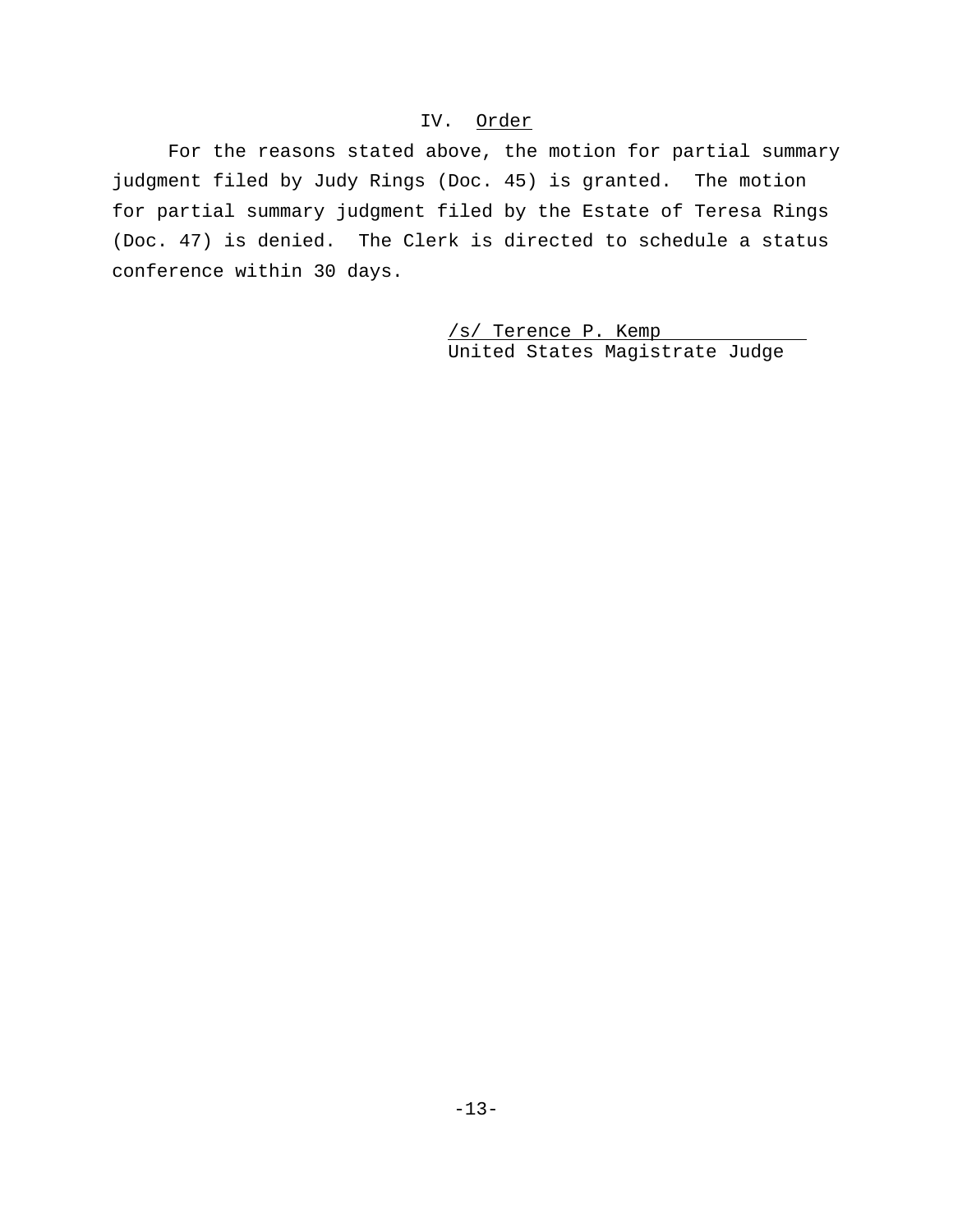## IV. Order

For the reasons stated above, the motion for partial summary judgment filed by Judy Rings (Doc. 45) is granted. The motion for partial summary judgment filed by the Estate of Teresa Rings (Doc. 47) is denied. The Clerk is directed to schedule a status conference within 30 days.

/s/ Terence P. Kemp
United States Magistrate Judge